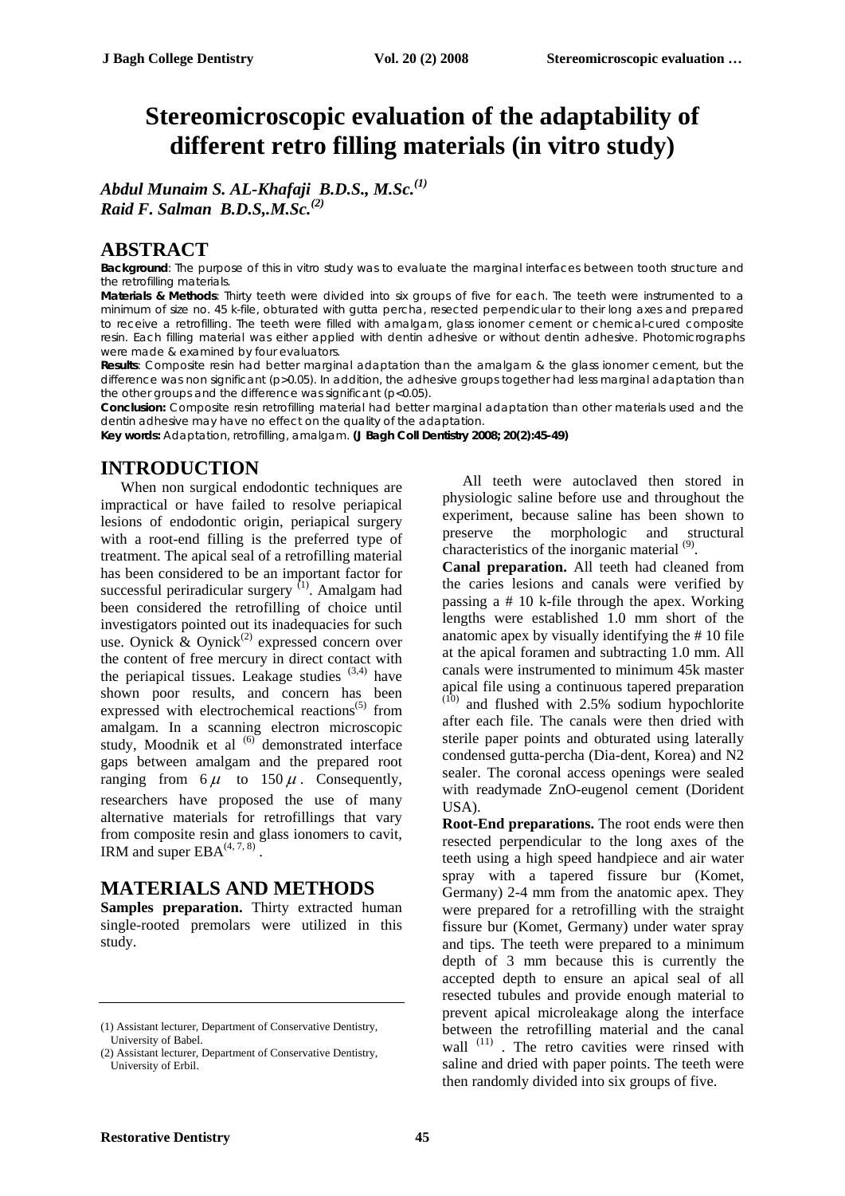# Stereomicroscopic evaluation of the adaptability of different retro filling materials (in vitro study)

*Abdul Munaim S. AL-Khafaji B.D.S., M.Sc.*[1]
*Raid F. Salman B.D.S,.M.Sc.*[2]

## ABSTRACT

**Background**: The purpose of this in vitro study was to evaluate the marginal interfaces between tooth structure and the retrofilling materials.

**Materials & Methods**: Thirty teeth were divided into six groups of five for each. The teeth were instrumented to a minimum of size no. 45 k-file, obturated with gutta percha, resected perpendicular to their long axes and prepared to receive a retrofilling. The teeth were filled with amalgam, glass ionomer cement or chemical-cured composite resin. Each filling material was either applied with dentin adhesive or without dentin adhesive. Photomicrographs were made & examined by four evaluators.

**Results**: Composite resin had better marginal adaptation than the amalgam & the glass ionomer cement, but the difference was non significant ($p>0.05$). In addition, the adhesive groups together had less marginal adaptation than the other groups and the difference was significant ($p<0.05$).

**Conclusion:** Composite resin retrofilling material had better marginal adaptation than other materials used and the dentin adhesive may have no effect on the quality of the adaptation.

**Key words:** Adaptation, retrofilling, amalgam. **(J Bagh Coll Dentistry 2008; 20(2):45-49)**

## INTRODUCTION

When non surgical endodontic techniques are impractical or have failed to resolve periapical lesions of endodontic origin, periapical surgery with a root-end filling is the preferred type of treatment. The apical seal of a retrofilling material has been considered to be an important factor for successful periradicular surgery [1]. Amalgam had been considered the retrofilling of choice until investigators pointed out its inadequacies for such use. Oynick & Oynick[2] expressed concern over the content of free mercury in direct contact with the periapical tissues. Leakage studies [3,4] have shown poor results, and concern has been expressed with electrochemical reactions[5] from amalgam. In a scanning electron microscopic study, Moodnik et al [6] demonstrated interface gaps between amalgam and the prepared root ranging from $6\,\mu$ to $150\,\mu$. Consequently, researchers have proposed the use of many alternative materials for retrofillings that vary from composite resin and glass ionomers to cavit, IRM and super EBA[4, 7, 8].

## MATERIALS AND METHODS

**Samples preparation.** Thirty extracted human single-rooted premolars were utilized in this study.

All teeth were autoclaved then stored in physiologic saline before use and throughout the experiment, because saline has been shown to preserve the morphologic and structural characteristics of the inorganic material [9].

**Canal preparation.** All teeth had cleaned from the caries lesions and canals were verified by passing a # 10 k-file through the apex. Working lengths were established 1.0 mm short of the anatomic apex by visually identifying the # 10 file at the apical foramen and subtracting 1.0 mm. All canals were instrumented to minimum 45k master apical file using a continuous tapered preparation [10] and flushed with 2.5% sodium hypochlorite after each file. The canals were then dried with sterile paper points and obturated using laterally condensed gutta-percha (Dia-dent, Korea) and N2 sealer. The coronal access openings were sealed with readymade ZnO-eugenol cement (Dorident USA).

**Root-End preparations.** The root ends were then resected perpendicular to the long axes of the teeth using a high speed handpiece and air water spray with a tapered fissure bur (Komet, Germany) 2-4 mm from the anatomic apex. They were prepared for a retrofilling with the straight fissure bur (Komet, Germany) under water spray and tips. The teeth were prepared to a minimum depth of 3 mm because this is currently the accepted depth to ensure an apical seal of all resected tubules and provide enough material to prevent apical microleakage along the interface between the retrofilling material and the canal wall [11]. The retro cavities were rinsed with saline and dried with paper points. The teeth were then randomly divided into six groups of five.

(1) Assistant lecturer, Department of Conservative Dentistry, University of Babel.
(2) Assistant lecturer, Department of Conservative Dentistry, University of Erbil.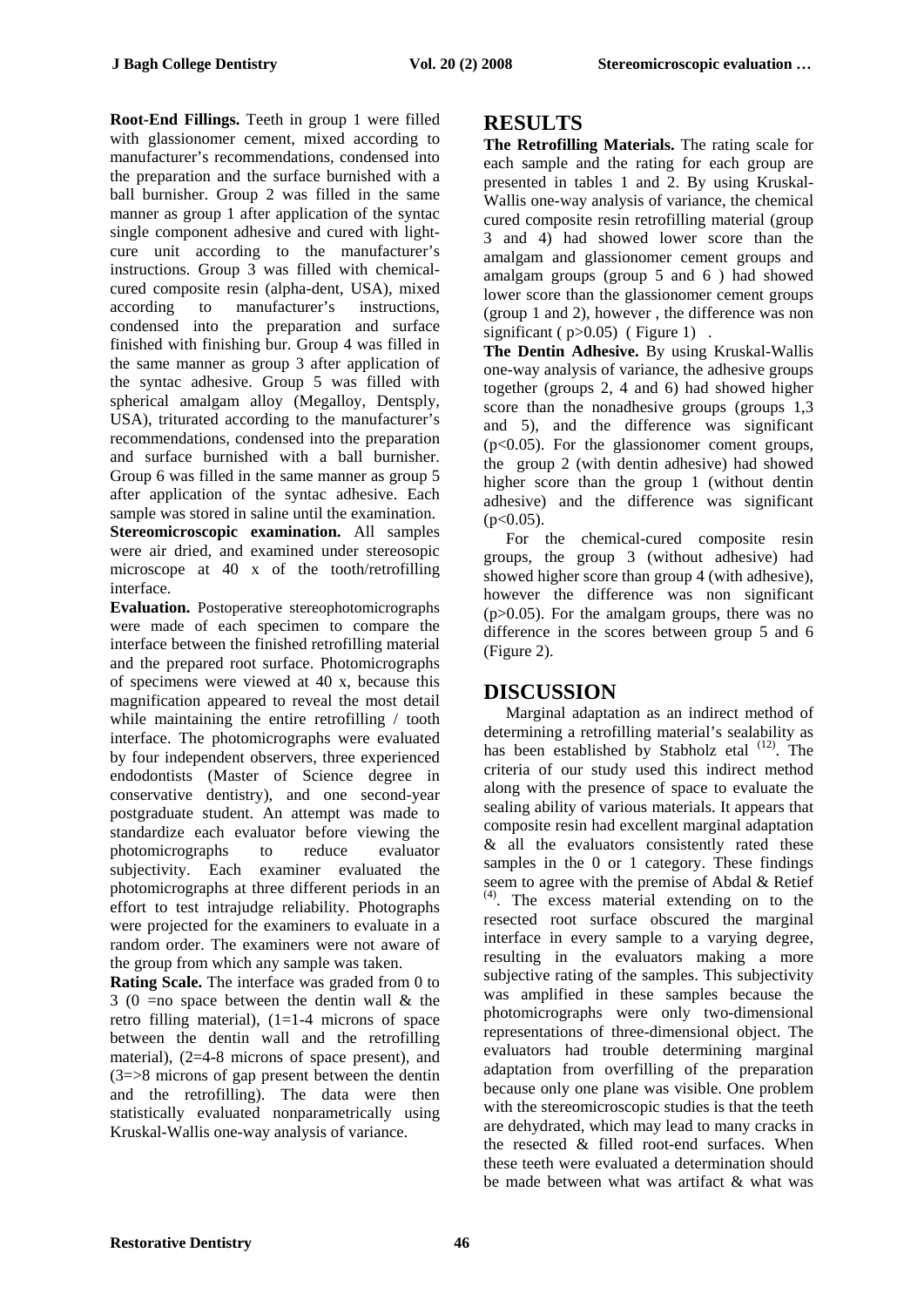**Root-End Fillings.** Teeth in group 1 were filled with glassionomer cement, mixed according to manufacturer's recommendations, condensed into the preparation and the surface burnished with a ball burnisher. Group 2 was filled in the same manner as group 1 after application of the syntac single component adhesive and cured with light-cure unit according to the manufacturer's instructions. Group 3 was filled with chemical-cured composite resin (alpha-dent, USA), mixed according to manufacturer's instructions, condensed into the preparation and surface finished with finishing bur. Group 4 was filled in the same manner as group 3 after application of the syntac adhesive. Group 5 was filled with spherical amalgam alloy (Megalloy, Dentsply, USA), triturated according to the manufacturer's recommendations, condensed into the preparation and surface burnished with a ball burnisher. Group 6 was filled in the same manner as group 5 after application of the syntac adhesive. Each sample was stored in saline until the examination.

**Stereomicroscopic examination.** All samples were air dried, and examined under stereosopic microscope at 40 x of the tooth/retrofilling interface.

**Evaluation.** Postoperative stereophotomicrographs were made of each specimen to compare the interface between the finished retrofilling material and the prepared root surface. Photomicrographs of specimens were viewed at 40 x, because this magnification appeared to reveal the most detail while maintaining the entire retrofilling / tooth interface. The photomicrographs were evaluated by four independent observers, three experienced endodontists (Master of Science degree in conservative dentistry), and one second-year postgraduate student. An attempt was made to standardize each evaluator before viewing the photomicrographs to reduce evaluator subjectivity. Each examiner evaluated the photomicrographs at three different periods in an effort to test intrajudge reliability. Photographs were projected for the examiners to evaluate in a random order. The examiners were not aware of the group from which any sample was taken.

**Rating Scale.** The interface was graded from 0 to 3 (0 =no space between the dentin wall & the retro filling material), (1=1-4 microns of space between the dentin wall and the retrofilling material), (2=4-8 microns of space present), and (3=>8 microns of gap present between the dentin and the retrofilling). The data were then statistically evaluated nonparametrically using Kruskal-Wallis one-way analysis of variance.

## RESULTS

**The Retrofilling Materials.** The rating scale for each sample and the rating for each group are presented in tables 1 and 2. By using Kruskal-Wallis one-way analysis of variance, the chemical cured composite resin retrofilling material (group 3 and 4) had showed lower score than the amalgam and glassionomer cement groups and amalgam groups (group 5 and 6 ) had showed lower score than the glassionomer cement groups (group 1 and 2), however , the difference was non significant ( $p>0.05$) ( Figure 1) .

**The Dentin Adhesive.** By using Kruskal-Wallis one-way analysis of variance, the adhesive groups together (groups 2, 4 and 6) had showed higher score than the nonadhesive groups (groups 1,3 and 5), and the difference was significant ($p<0.05$). For the glassionomer coment groups, the group 2 (with dentin adhesive) had showed higher score than the group 1 (without dentin adhesive) and the difference was significant ($p<0.05$).

For the chemical-cured composite resin groups, the group 3 (without adhesive) had showed higher score than group 4 (with adhesive), however the difference was non significant ($p>0.05$). For the amalgam groups, there was no difference in the scores between group 5 and 6 (Figure 2).

## DISCUSSION

Marginal adaptation as an indirect method of determining a retrofilling material's sealability as has been established by Stabholz etal [12]. The criteria of our study used this indirect method along with the presence of space to evaluate the sealing ability of various materials. It appears that composite resin had excellent marginal adaptation & all the evaluators consistently rated these samples in the 0 or 1 category. These findings seem to agree with the premise of Abdal & Retief [4]. The excess material extending on to the resected root surface obscured the marginal interface in every sample to a varying degree, resulting in the evaluators making a more subjective rating of the samples. This subjectivity was amplified in these samples because the photomicrographs were only two-dimensional representations of three-dimensional object. The evaluators had trouble determining marginal adaptation from overfilling of the preparation because only one plane was visible. One problem with the stereomicroscopic studies is that the teeth are dehydrated, which may lead to many cracks in the resected & filled root-end surfaces. When these teeth were evaluated a determination should be made between what was artifact & what was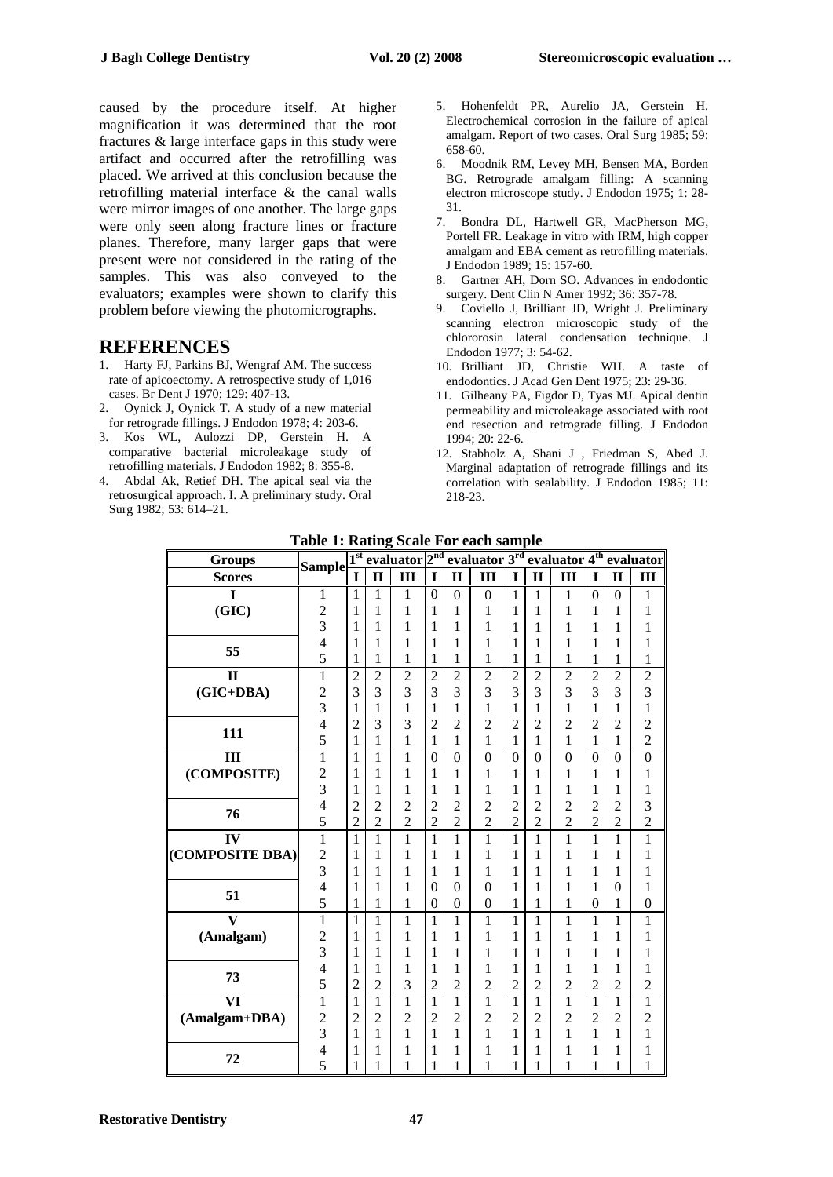caused by the procedure itself. At higher magnification it was determined that the root fractures & large interface gaps in this study were artifact and occurred after the retrofilling was placed. We arrived at this conclusion because the retrofilling material interface & the canal walls were mirror images of one another. The large gaps were only seen along fracture lines or fracture planes. Therefore, many larger gaps that were present were not considered in the rating of the samples. This was also conveyed to the evaluators; examples were shown to clarify this problem before viewing the photomicrographs.

## REFERENCES

1. Harty FJ, Parkins BJ, Wengraf AM. The success rate of apicoectomy. A retrospective study of 1,016 cases. Br Dent J 1970; 129: 407-13.
2. Oynick J, Oynick T. A study of a new material for retrograde fillings. J Endodon 1978; 4: 203-6.
3. Kos WL, Aulozzi DP, Gerstein H. A comparative bacterial microleakage study of retrofilling materials. J Endodon 1982; 8: 355-8.
4. Abdal Ak, Retief DH. The apical seal via the retrosurgical approach. I. A preliminary study. Oral Surg 1982; 53: 614–21.
5. Hohenfeldt PR, Aurelio JA, Gerstein H. Electrochemical corrosion in the failure of apical amalgam. Report of two cases. Oral Surg 1985; 59: 658-60.
6. Moodnik RM, Levey MH, Bensen MA, Borden BG. Retrograde amalgam filling: A scanning electron microscope study. J Endodon 1975; 1: 28-31.
7. Bondra DL, Hartwell GR, MacPherson MG, Portell FR. Leakage in vitro with IRM, high copper amalgam and EBA cement as retrofilling materials. J Endodon 1989; 15: 157-60.
8. Gartner AH, Dorn SO. Advances in endodontic surgery. Dent Clin N Amer 1992; 36: 357-78.
9. Coviello J, Brilliant JD, Wright J. Preliminary scanning electron microscopic study of the chlororosin lateral condensation technique. J Endodon 1977; 3: 54-62.
10. Brilliant JD, Christie WH. A taste of endodontics. J Acad Gen Dent 1975; 23: 29-36.
11. Gilheany PA, Figdor D, Tyas MJ. Apical dentin permeability and microleakage associated with root end resection and retrograde filling. J Endodon 1994; 20: 22-6.
12. Stabholz A, Shani J , Friedman S, Abed J. Marginal adaptation of retrograde fillings and its correlation with sealability. J Endodon 1985; 11: 218-23.

**Table 1: Rating Scale For each sample**

| Groups | Sample | 1st evaluator | | | 2nd evaluator | | | 3rd evaluator | | | 4th evaluator | | |
|---|---|---|---|---|---|---|---|---|---|---|---|---|---|
| Scores | | I | II | III | I | II | III | I | II | III | I | II | III |
| I | 1 | 1 | 1 | 1 | 0 | 0 | 0 | 1 | 1 | 1 | 0 | 0 | 1 |
| (GIC) | 2 | 1 | 1 | 1 | 1 | 1 | 1 | 1 | 1 | 1 | 1 | 1 | 1 |
| | 3 | 1 | 1 | 1 | 1 | 1 | 1 | 1 | 1 | 1 | 1 | 1 | 1 |
| 55 | 4 | 1 | 1 | 1 | 1 | 1 | 1 | 1 | 1 | 1 | 1 | 1 | 1 |
| | 5 | 1 | 1 | 1 | 1 | 1 | 1 | 1 | 1 | 1 | 1 | 1 | 1 |
| II | 1 | 2 | 2 | 2 | 2 | 2 | 2 | 2 | 2 | 2 | 2 | 2 | 2 |
| (GIC+DBA) | 2 | 3 | 3 | 3 | 3 | 3 | 3 | 3 | 3 | 3 | 3 | 3 | 3 |
| | 3 | 1 | 1 | 1 | 1 | 1 | 1 | 1 | 1 | 1 | 1 | 1 | 1 |
| 111 | 4 | 2 | 3 | 3 | 2 | 2 | 2 | 2 | 2 | 2 | 2 | 2 | 2 |
| | 5 | 1 | 1 | 1 | 1 | 1 | 1 | 1 | 1 | 1 | 1 | 1 | 2 |
| III | 1 | 1 | 1 | 1 | 0 | 0 | 0 | 0 | 0 | 0 | 0 | 0 | 0 |
| (COMPOSITE) | 2 | 1 | 1 | 1 | 1 | 1 | 1 | 1 | 1 | 1 | 1 | 1 | 1 |
| | 3 | 1 | 1 | 1 | 1 | 1 | 1 | 1 | 1 | 1 | 1 | 1 | 1 |
| 76 | 4 | 2 | 2 | 2 | 2 | 2 | 2 | 2 | 2 | 2 | 2 | 2 | 3 |
| | 5 | 2 | 2 | 2 | 2 | 2 | 2 | 2 | 2 | 2 | 2 | 2 | 2 |
| IV | 1 | 1 | 1 | 1 | 1 | 1 | 1 | 1 | 1 | 1 | 1 | 1 | 1 |
| (COMPOSITE DBA) | 2 | 1 | 1 | 1 | 1 | 1 | 1 | 1 | 1 | 1 | 1 | 1 | 1 |
| | 3 | 1 | 1 | 1 | 1 | 1 | 1 | 1 | 1 | 1 | 1 | 1 | 1 |
| 51 | 4 | 1 | 1 | 1 | 0 | 0 | 0 | 1 | 1 | 1 | 1 | 0 | 1 |
| | 5 | 1 | 1 | 1 | 0 | 0 | 0 | 1 | 1 | 1 | 0 | 1 | 0 |
| V | 1 | 1 | 1 | 1 | 1 | 1 | 1 | 1 | 1 | 1 | 1 | 1 | 1 |
| (Amalgam) | 2 | 1 | 1 | 1 | 1 | 1 | 1 | 1 | 1 | 1 | 1 | 1 | 1 |
| | 3 | 1 | 1 | 1 | 1 | 1 | 1 | 1 | 1 | 1 | 1 | 1 | 1 |
| 73 | 4 | 1 | 1 | 1 | 1 | 1 | 1 | 1 | 1 | 1 | 1 | 1 | 1 |
| | 5 | 2 | 2 | 3 | 2 | 2 | 2 | 2 | 2 | 2 | 2 | 2 | 2 |
| VI | 1 | 1 | 1 | 1 | 1 | 1 | 1 | 1 | 1 | 1 | 1 | 1 | 1 |
| (Amalgam+DBA) | 2 | 2 | 2 | 2 | 2 | 2 | 2 | 2 | 2 | 2 | 2 | 2 | 2 |
| | 3 | 1 | 1 | 1 | 1 | 1 | 1 | 1 | 1 | 1 | 1 | 1 | 1 |
| 72 | 4 | 1 | 1 | 1 | 1 | 1 | 1 | 1 | 1 | 1 | 1 | 1 | 1 |
| | 5 | 1 | 1 | 1 | 1 | 1 | 1 | 1 | 1 | 1 | 1 | 1 | 1 |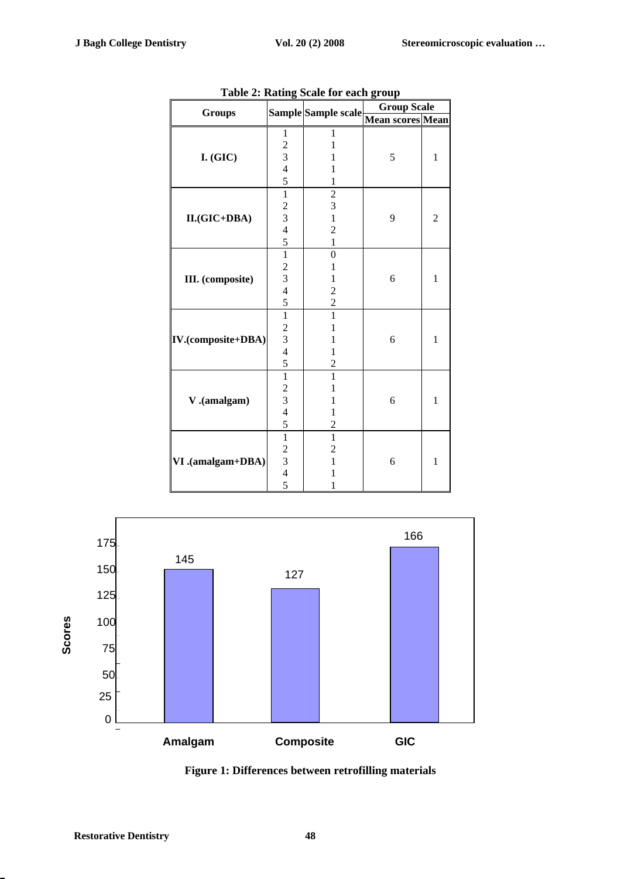**Table 2: Rating Scale for each group**

| Groups | Sample | Sample scale | Group Scale | |
|---|---|---|---|---|
| | | | Mean scores | Mean |
| I. (GIC) | 1 | 1 | 5 | 1 |
| | 2 | 1 | | |
| | 3 | 1 | | |
| | 4 | 1 | | |
| | 5 | 1 | | |
| II.(GIC+DBA) | 1 | 2 | 9 | 2 |
| | 2 | 3 | | |
| | 3 | 1 | | |
| | 4 | 2 | | |
| | 5 | 1 | | |
| III. (composite) | 1 | 0 | 6 | 1 |
| | 2 | 1 | | |
| | 3 | 1 | | |
| | 4 | 2 | | |
| | 5 | 2 | | |
| IV.(composite+DBA) | 1 | 1 | 6 | 1 |
| | 2 | 1 | | |
| | 3 | 1 | | |
| | 4 | 1 | | |
| | 5 | 2 | | |
| V .(amalgam) | 1 | 1 | 6 | 1 |
| | 2 | 1 | | |
| | 3 | 1 | | |
| | 4 | 1 | | |
| | 5 | 2 | | |
| VI .(amalgam+DBA) | 1 | 1 | 6 | 1 |
| | 2 | 2 | | |
| | 3 | 1 | | |
| | 4 | 1 | | |
| | 5 | 1 | | |

| Material | Scores |
|---|---|
| Amalgam | 145 |
| Composite | 127 |
| GIC | 166 |

**Figure 1: Differences between retrofilling materials**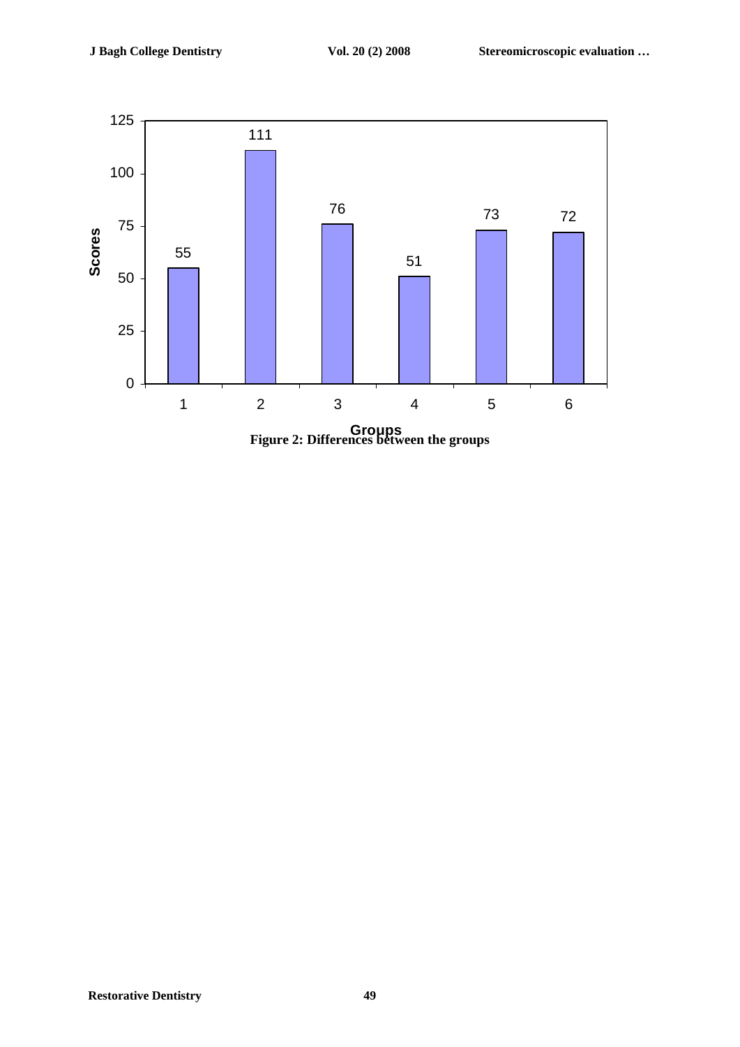Scores

125
100
75
50
25
0

111
76
73
72
55
51

1
2
3
4
5
6

Groups

**Figure 2: Differences between the groups**